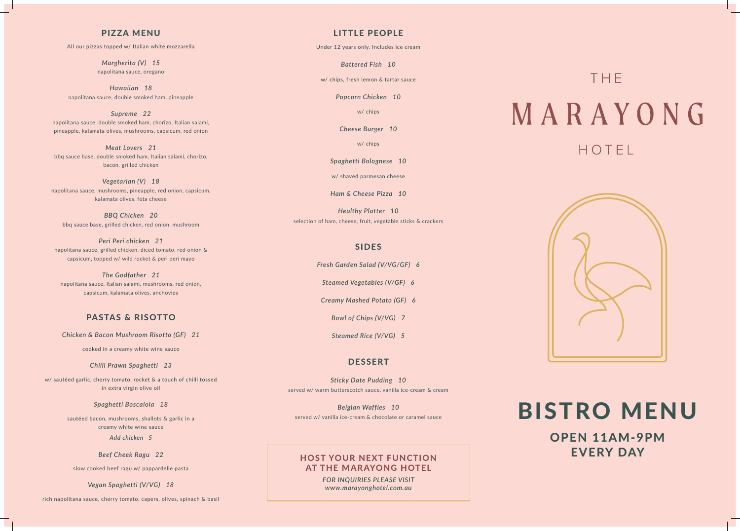## PIZZA MENU

All our pizzas topped w/ Italian white mozzarella

*Margherita (V) 15*
napolitana sauce, oregano

*Hawaiian 18*
napolitana sauce, double smoked ham, pineapple

*Supreme 22*
napolitana sauce, double smoked ham, chorizo, Italian salami, pineapple, kalamata olives, mushrooms, capsicum, red onion

*Meat Lovers 21*
bbq sauce base, double smoked ham, Italian salami, chorizo, bacon, grilled chicken

*Vegetarian (V) 18*
napolitana sauce, mushrooms, pineapple, red onion, capsicum, kalamata olives, feta cheese

*BBQ Chicken 20*
bbq sauce base, grilled chicken, red onion, mushroom

*Peri Peri chicken 21*
napolitana sauce, grilled chicken, diced tomato, red onion & capsicum, topped w/ wild rocket & peri peri mayo

*The Godfather 21*
napolitana sauce, Italian salami, mushrooms, red onion, capsicum, kalamata olives, anchovies

## PASTAS & RISOTTO

*Chicken & Bacon Mushroom Risotto (GF) 21*
cooked in a creamy white wine sauce

*Chilli Prawn Spaghetti 23*
w/ sautéed garlic, cherry tomato, rocket & a touch of chilli tossed in extra virgin olive oil

*Spaghetti Boscaiola 18*
sautéed bacon, mushrooms, shallots & garlic in a creamy white wine sauce
*Add chicken 5*

*Beef Cheek Ragu 22*
slow cooked beef ragu w/ pappardelle pasta

*Vegan Spaghetti (V/VG) 18*
rich napolitana sauce, cherry tomato, capers, olives, spinach & basil

## LITTLE PEOPLE

Under 12 years only. Includes ice cream

*Battered Fish 10*
w/ chips, fresh lemon & tartar sauce

*Popcorn Chicken 10*
w/ chips

*Cheese Burger 10*
w/ chips

*Spaghetti Bolognese 10*
w/ shaved parmesan cheese

*Ham & Cheese Pizza 10*

*Healthy Platter 10*
selection of ham, cheese, fruit, vegetable sticks & crackers

## SIDES

*Fresh Garden Salad (V/VG/GF) 6*

*Steamed Vegetables (V/GF) 6*

*Creamy Mashed Potato (GF) 6*

*Bowl of Chips (V/VG) 7*

*Steamed Rice (V/VG) 5*

## DESSERT

*Sticky Date Pudding 10*
served w/ warm butterscotch sauce, vanilla ice-cream & cream

*Belgian Waffles 10*
served w/ vanilla ice-cream & chocolate or caramel sauce

### HOST YOUR NEXT FUNCTION AT THE MARAYONG HOTEL

*FOR INQUIRIES PLEASE VISIT www.marayonghotel.com.au*

# THE MARAYONG HOTEL

# BISTRO MENU

## OPEN 11AM-9PM EVERY DAY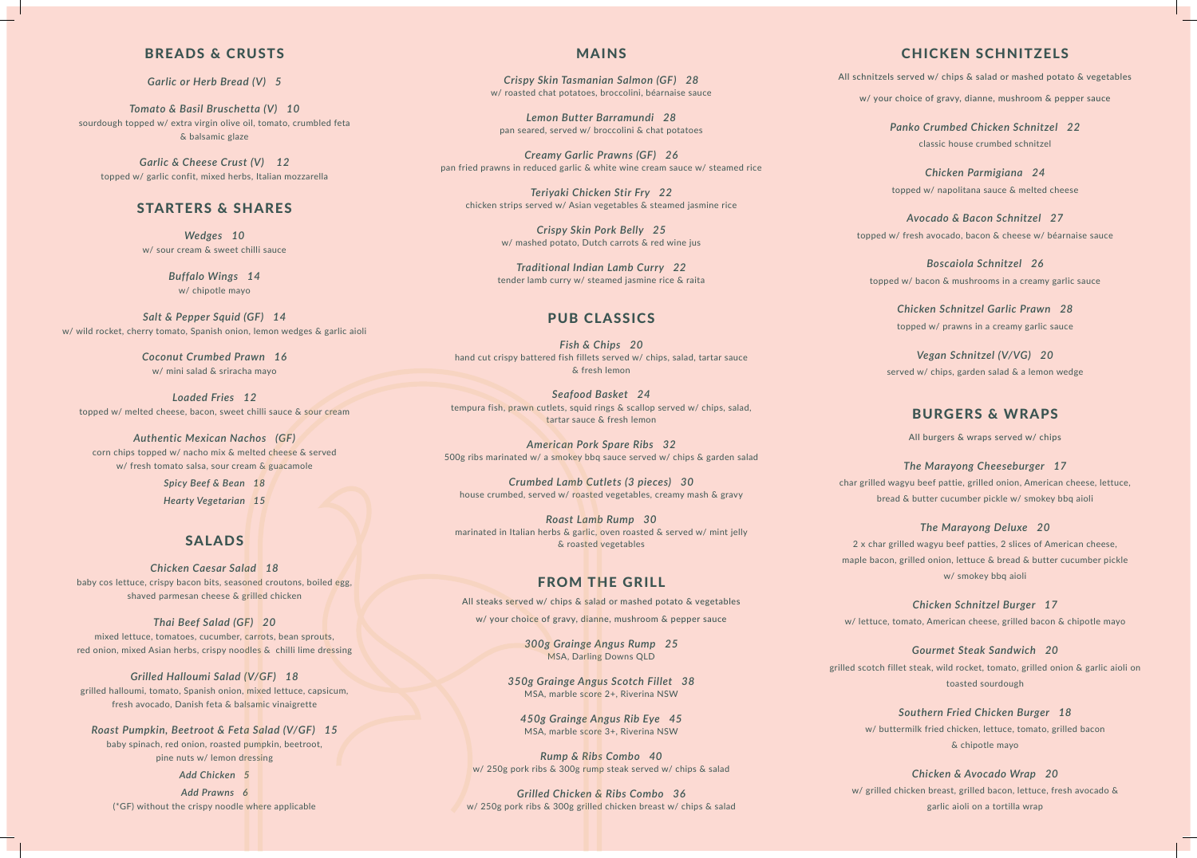## BREADS & CRUSTS

*Garlic or Herb Bread (V) 5*

*Tomato & Basil Bruschetta (V) 10*
sourdough topped w/ extra virgin olive oil, tomato, crumbled feta & balsamic glaze

*Garlic & Cheese Crust (V) 12*
topped w/ garlic confit, mixed herbs, Italian mozzarella

## STARTERS & SHARES

*Wedges 10*
w/ sour cream & sweet chilli sauce

*Buffalo Wings 14*
w/ chipotle mayo

*Salt & Pepper Squid (GF) 14*
w/ wild rocket, cherry tomato, Spanish onion, lemon wedges & garlic aioli

*Coconut Crumbed Prawn 16*
w/ mini salad & sriracha mayo

*Loaded Fries 12*
topped w/ melted cheese, bacon, sweet chilli sauce & sour cream

*Authentic Mexican Nachos (GF)*
corn chips topped w/ nacho mix & melted cheese & served w/ fresh tomato salsa, sour cream & guacamole

*Spicy Beef & Bean 18*

*Hearty Vegetarian 15*

## SALADS

*Chicken Caesar Salad 18*
baby cos lettuce, crispy bacon bits, seasoned croutons, boiled egg, shaved parmesan cheese & grilled chicken

*Thai Beef Salad (GF) 20*
mixed lettuce, tomatoes, cucumber, carrots, bean sprouts, red onion, mixed Asian herbs, crispy noodles & chilli lime dressing

*Grilled Halloumi Salad (V/GF) 18*
grilled halloumi, tomato, Spanish onion, mixed lettuce, capsicum, fresh avocado, Danish feta & balsamic vinaigrette

*Roast Pumpkin, Beetroot & Feta Salad (V/GF) 15*
baby spinach, red onion, roasted pumpkin, beetroot, pine nuts w/ lemon dressing

*Add Chicken 5*

*Add Prawns 6*

(*GF) without the crispy noodle where applicable

## MAINS

*Crispy Skin Tasmanian Salmon (GF) 28*
w/ roasted chat potatoes, broccolini, béarnaise sauce

*Lemon Butter Barramundi 28*
pan seared, served w/ broccolini & chat potatoes

*Creamy Garlic Prawns (GF) 26*
pan fried prawns in reduced garlic & white wine cream sauce w/ steamed rice

*Teriyaki Chicken Stir Fry 22*
chicken strips served w/ Asian vegetables & steamed jasmine rice

*Crispy Skin Pork Belly 25*
w/ mashed potato, Dutch carrots & red wine jus

*Traditional Indian Lamb Curry 22*
tender lamb curry w/ steamed jasmine rice & raita

## PUB CLASSICS

*Fish & Chips 20*
hand cut crispy battered fish fillets served w/ chips, salad, tartar sauce & fresh lemon

*Seafood Basket 24*
tempura fish, prawn cutlets, squid rings & scallop served w/ chips, salad, tartar sauce & fresh lemon

*American Pork Spare Ribs 32*
500g ribs marinated w/ a smokey bbq sauce served w/ chips & garden salad

*Crumbed Lamb Cutlets (3 pieces) 30*
house crumbed, served w/ roasted vegetables, creamy mash & gravy

*Roast Lamb Rump 30*
marinated in Italian herbs & garlic, oven roasted & served w/ mint jelly & roasted vegetables

## FROM THE GRILL

All steaks served w/ chips & salad or mashed potato & vegetables
w/ your choice of gravy, dianne, mushroom & pepper sauce

*300g Grainge Angus Rump 25*
MSA, Darling Downs QLD

*350g Grainge Angus Scotch Fillet 38*
MSA, marble score 2+, Riverina NSW

*450g Grainge Angus Rib Eye 45*
MSA, marble score 3+, Riverina NSW

*Rump & Ribs Combo 40*
w/ 250g pork ribs & 300g rump steak served w/ chips & salad

*Grilled Chicken & Ribs Combo 36*
w/ 250g pork ribs & 300g grilled chicken breast w/ chips & salad

## CHICKEN SCHNITZELS

All schnitzels served w/ chips & salad or mashed potato & vegetables
w/ your choice of gravy, dianne, mushroom & pepper sauce

*Panko Crumbed Chicken Schnitzel 22*
classic house crumbed schnitzel

*Chicken Parmigiana 24*
topped w/ napolitana sauce & melted cheese

*Avocado & Bacon Schnitzel 27*
topped w/ fresh avocado, bacon & cheese w/ béarnaise sauce

*Boscaiola Schnitzel 26*
topped w/ bacon & mushrooms in a creamy garlic sauce

*Chicken Schnitzel Garlic Prawn 28*
topped w/ prawns in a creamy garlic sauce

*Vegan Schnitzel (V/VG) 20*
served w/ chips, garden salad & a lemon wedge

## BURGERS & WRAPS

All burgers & wraps served w/ chips

*The Marayong Cheeseburger 17*
char grilled wagyu beef pattie, grilled onion, American cheese, lettuce, bread & butter cucumber pickle w/ smokey bbq aioli

*The Marayong Deluxe 20*
2 x char grilled wagyu beef patties, 2 slices of American cheese, maple bacon, grilled onion, lettuce & bread & butter cucumber pickle w/ smokey bbq aioli

*Chicken Schnitzel Burger 17*
w/ lettuce, tomato, American cheese, grilled bacon & chipotle mayo

*Gourmet Steak Sandwich 20*
grilled scotch fillet steak, wild rocket, tomato, grilled onion & garlic aioli on toasted sourdough

*Southern Fried Chicken Burger 18*
w/ buttermilk fried chicken, lettuce, tomato, grilled bacon & chipotle mayo

*Chicken & Avocado Wrap 20*
w/ grilled chicken breast, grilled bacon, lettuce, fresh avocado & garlic aioli on a tortilla wrap